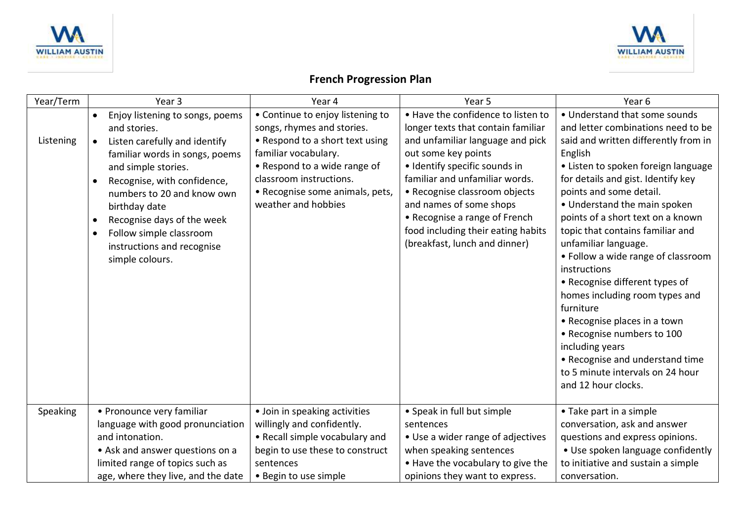# French Progression Plan

| Year/Term | Year 3 | Year 4 | Year 5 | Year 6 |
|---|---|---|---|---|
| Listening | • Enjoy listening to songs, poems and stories.<br>• Listen carefully and identify familiar words in songs, poems and simple stories.<br>• Recognise, with confidence, numbers to 20 and know own birthday date<br>• Recognise days of the week<br>• Follow simple classroom instructions and recognise simple colours. | • Continue to enjoy listening to songs, rhymes and stories.<br>• Respond to a short text using familiar vocabulary.<br>• Respond to a wide range of classroom instructions.<br>• Recognise some animals, pets, weather and hobbies | • Have the confidence to listen to longer texts that contain familiar and unfamiliar language and pick out some key points<br>• Identify specific sounds in familiar and unfamiliar words.<br>• Recognise classroom objects and names of some shops<br>• Recognise a range of French food including their eating habits (breakfast, lunch and dinner) | • Understand that some sounds and letter combinations need to be said and written differently from in English<br>• Listen to spoken foreign language for details and gist. Identify key points and some detail.<br>• Understand the main spoken points of a short text on a known topic that contains familiar and unfamiliar language.<br>• Follow a wide range of classroom instructions<br>• Recognise different types of homes including room types and furniture<br>• Recognise places in a town<br>• Recognise numbers to 100 including years<br>• Recognise and understand time to 5 minute intervals on 24 hour and 12 hour clocks. |
| Speaking | • Pronounce very familiar language with good pronunciation and intonation.<br>• Ask and answer questions on a limited range of topics such as age, where they live, and the date | • Join in speaking activities willingly and confidently.<br>• Recall simple vocabulary and begin to use these to construct sentences<br>• Begin to use simple | • Speak in full but simple sentences<br>• Use a wider range of adjectives when speaking sentences<br>• Have the vocabulary to give the opinions they want to express. | • Take part in a simple conversation, ask and answer questions and express opinions.<br>• Use spoken language confidently to initiative and sustain a simple conversation. |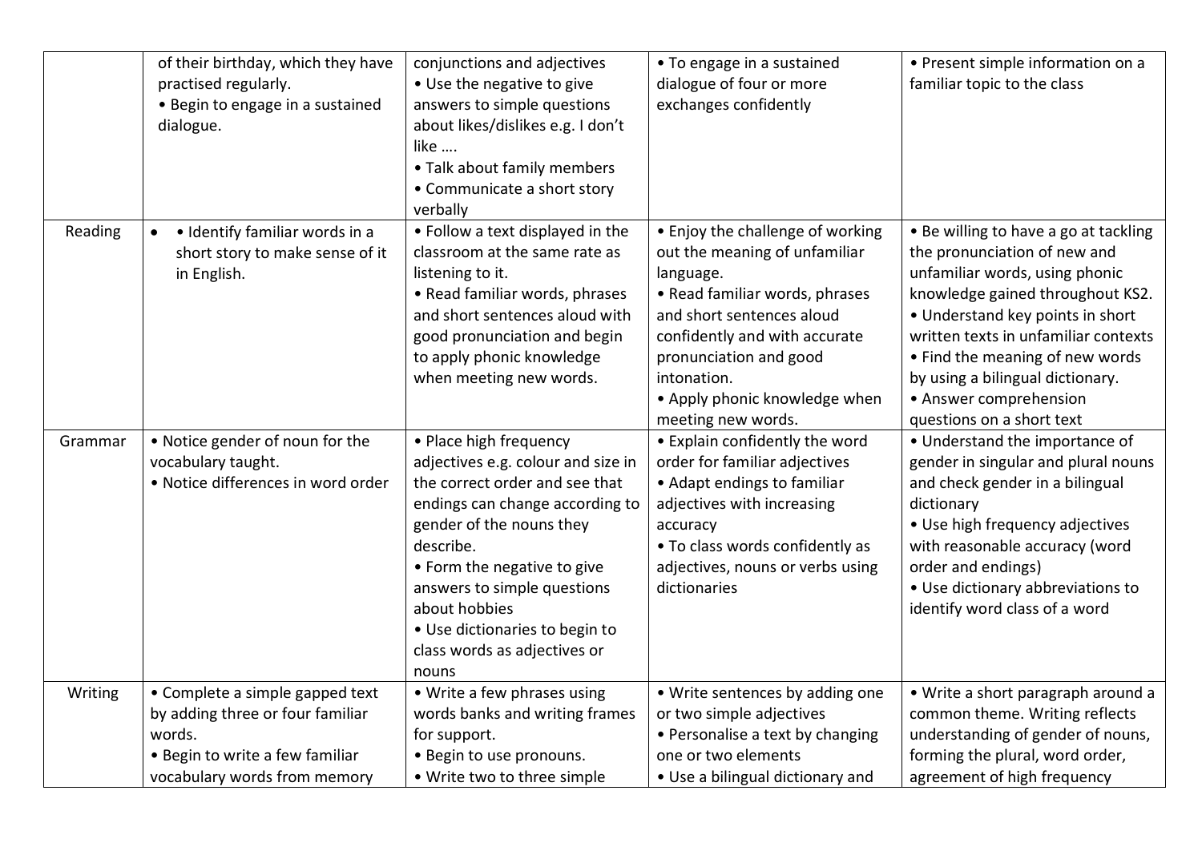| | | | | |
|---|---|---|---|---|
| | of their birthday, which they have practised regularly.<br>• Begin to engage in a sustained dialogue. | conjunctions and adjectives<br>• Use the negative to give answers to simple questions about likes/dislikes e.g. I don't like ….<br>• Talk about family members<br>• Communicate a short story verbally | • To engage in a sustained dialogue of four or more exchanges confidently | • Present simple information on a familiar topic to the class |
| Reading | • Identify familiar words in a short story to make sense of it in English. | • Follow a text displayed in the classroom at the same rate as listening to it.<br>• Read familiar words, phrases and short sentences aloud with good pronunciation and begin to apply phonic knowledge when meeting new words. | • Enjoy the challenge of working out the meaning of unfamiliar language.<br>• Read familiar words, phrases and short sentences aloud confidently and with accurate pronunciation and good intonation.<br>• Apply phonic knowledge when meeting new words. | • Be willing to have a go at tackling the pronunciation of new and unfamiliar words, using phonic knowledge gained throughout KS2.<br>• Understand key points in short written texts in unfamiliar contexts<br>• Find the meaning of new words by using a bilingual dictionary.<br>• Answer comprehension questions on a short text |
| Grammar | • Notice gender of noun for the vocabulary taught.<br>• Notice differences in word order | • Place high frequency adjectives e.g. colour and size in the correct order and see that endings can change according to gender of the nouns they describe.<br>• Form the negative to give answers to simple questions about hobbies<br>• Use dictionaries to begin to class words as adjectives or nouns | • Explain confidently the word order for familiar adjectives<br>• Adapt endings to familiar adjectives with increasing accuracy<br>• To class words confidently as adjectives, nouns or verbs using dictionaries | • Understand the importance of gender in singular and plural nouns and check gender in a bilingual dictionary<br>• Use high frequency adjectives with reasonable accuracy (word order and endings)<br>• Use dictionary abbreviations to identify word class of a word |
| Writing | • Complete a simple gapped text by adding three or four familiar words.<br>• Begin to write a few familiar vocabulary words from memory | • Write a few phrases using words banks and writing frames for support.<br>• Begin to use pronouns.<br>• Write two to three simple | • Write sentences by adding one or two simple adjectives<br>• Personalise a text by changing one or two elements<br>• Use a bilingual dictionary and | • Write a short paragraph around a common theme. Writing reflects understanding of gender of nouns, forming the plural, word order, agreement of high frequency |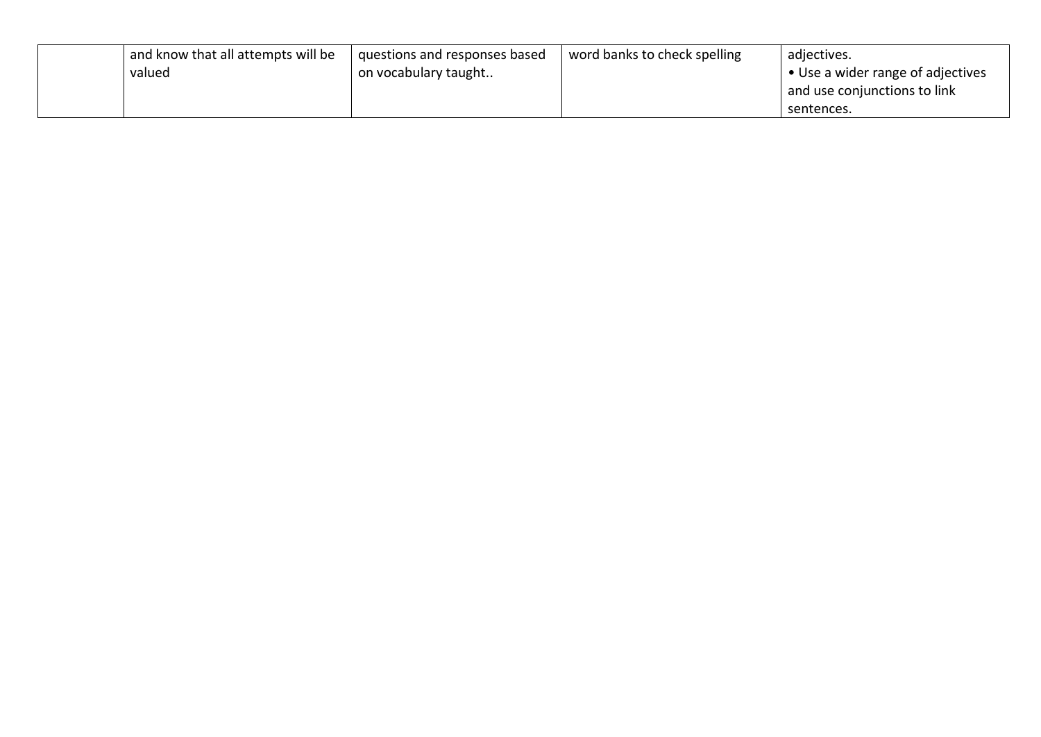| | | | | |
|---|---|---|---|---|
| | and know that all attempts will be valued | questions and responses based on vocabulary taught.. | word banks to check spelling | adjectives.<br>• Use a wider range of adjectives and use conjunctions to link sentences. |